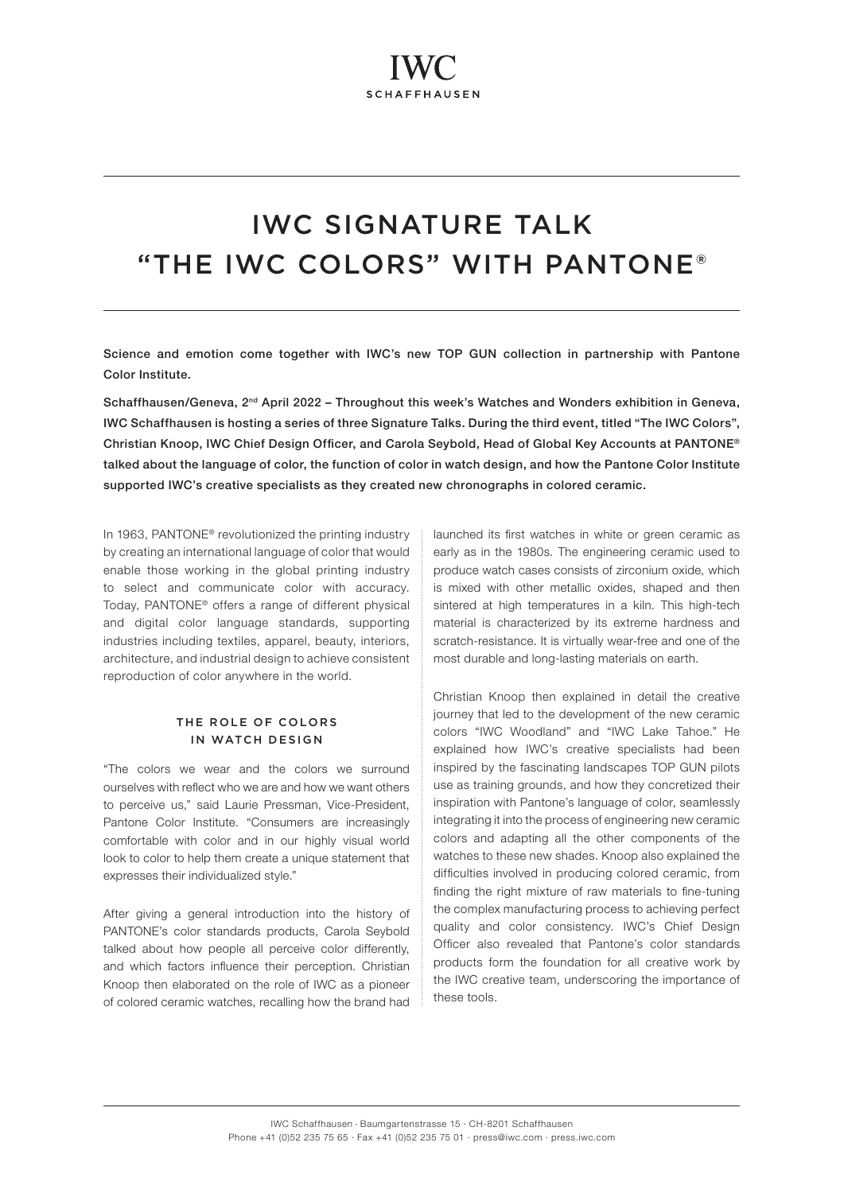IWC
SCHAFFHAUSEN

# IWC SIGNATURE TALK "THE IWC COLORS" WITH PANTONE®

**Science and emotion come together with IWC's new TOP GUN collection in partnership with Pantone Color Institute.**

**Schaffhausen/Geneva, 2nd April 2022 – Throughout this week's Watches and Wonders exhibition in Geneva, IWC Schaffhausen is hosting a series of three Signature Talks. During the third event, titled "The IWC Colors", Christian Knoop, IWC Chief Design Officer, and Carola Seybold, Head of Global Key Accounts at PANTONE® talked about the language of color, the function of color in watch design, and how the Pantone Color Institute supported IWC's creative specialists as they created new chronographs in colored ceramic.**

In 1963, PANTONE® revolutionized the printing industry by creating an international language of color that would enable those working in the global printing industry to select and communicate color with accuracy. Today, PANTONE® offers a range of different physical and digital color language standards, supporting industries including textiles, apparel, beauty, interiors, architecture, and industrial design to achieve consistent reproduction of color anywhere in the world.

## THE ROLE OF COLORS IN WATCH DESIGN

"The colors we wear and the colors we surround ourselves with reflect who we are and how we want others to perceive us," said Laurie Pressman, Vice-President, Pantone Color Institute. "Consumers are increasingly comfortable with color and in our highly visual world look to color to help them create a unique statement that expresses their individualized style."

After giving a general introduction into the history of PANTONE's color standards products, Carola Seybold talked about how people all perceive color differently, and which factors influence their perception. Christian Knoop then elaborated on the role of IWC as a pioneer of colored ceramic watches, recalling how the brand had launched its first watches in white or green ceramic as early as in the 1980s. The engineering ceramic used to produce watch cases consists of zirconium oxide, which is mixed with other metallic oxides, shaped and then sintered at high temperatures in a kiln. This high-tech material is characterized by its extreme hardness and scratch-resistance. It is virtually wear-free and one of the most durable and long-lasting materials on earth.

Christian Knoop then explained in detail the creative journey that led to the development of the new ceramic colors "IWC Woodland" and "IWC Lake Tahoe." He explained how IWC's creative specialists had been inspired by the fascinating landscapes TOP GUN pilots use as training grounds, and how they concretized their inspiration with Pantone's language of color, seamlessly integrating it into the process of engineering new ceramic colors and adapting all the other components of the watches to these new shades. Knoop also explained the difficulties involved in producing colored ceramic, from finding the right mixture of raw materials to fine-tuning the complex manufacturing process to achieving perfect quality and color consistency. IWC's Chief Design Officer also revealed that Pantone's color standards products form the foundation for all creative work by the IWC creative team, underscoring the importance of these tools.

IWC Schaffhausen · Baumgartenstrasse 15 · CH-8201 Schaffhausen
Phone +41 (0)52 235 75 65 · Fax +41 (0)52 235 75 01 · press@iwc.com · press.iwc.com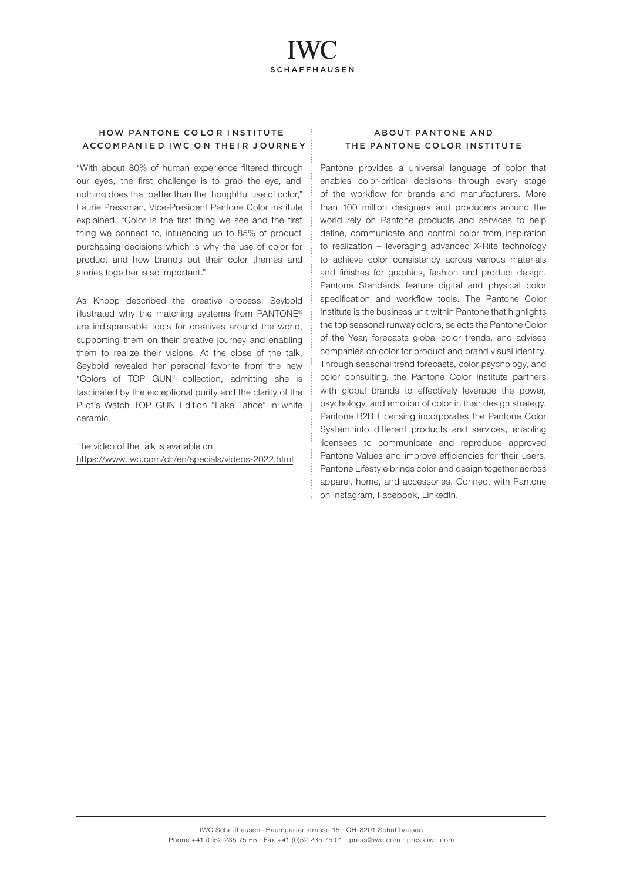## HOW PANTONE COLOR INSTITUTE ACCOMPANIED IWC ON THEIR JOURNEY

"With about 80% of human experience filtered through our eyes, the first challenge is to grab the eye, and nothing does that better than the thoughtful use of color," Laurie Pressman, Vice-President Pantone Color Institute explained. "Color is the first thing we see and the first thing we connect to, influencing up to 85% of product purchasing decisions which is why the use of color for product and how brands put their color themes and stories together is so important."

As Knoop described the creative process, Seybold illustrated why the matching systems from PANTONE® are indispensable tools for creatives around the world, supporting them on their creative journey and enabling them to realize their visions. At the close of the talk, Seybold revealed her personal favorite from the new "Colors of TOP GUN" collection, admitting she is fascinated by the exceptional purity and the clarity of the Pilot's Watch TOP GUN Edition "Lake Tahoe" in white ceramic.

The video of the talk is available on
https://www.iwc.com/ch/en/specials/videos-2022.html

## ABOUT PANTONE AND THE PANTONE COLOR INSTITUTE

Pantone provides a universal language of color that enables color-critical decisions through every stage of the workflow for brands and manufacturers. More than 100 million designers and producers around the world rely on Pantone products and services to help define, communicate and control color from inspiration to realization – leveraging advanced X-Rite technology to achieve color consistency across various materials and finishes for graphics, fashion and product design. Pantone Standards feature digital and physical color specification and workflow tools. The Pantone Color Institute is the business unit within Pantone that highlights the top seasonal runway colors, selects the Pantone Color of the Year, forecasts global color trends, and advises companies on color for product and brand visual identity. Through seasonal trend forecasts, color psychology, and color consulting, the Pantone Color Institute partners with global brands to effectively leverage the power, psychology, and emotion of color in their design strategy. Pantone B2B Licensing incorporates the Pantone Color System into different products and services, enabling licensees to communicate and reproduce approved Pantone Values and improve efficiencies for their users. Pantone Lifestyle brings color and design together across apparel, home, and accessories. Connect with Pantone on Instagram, Facebook, LinkedIn.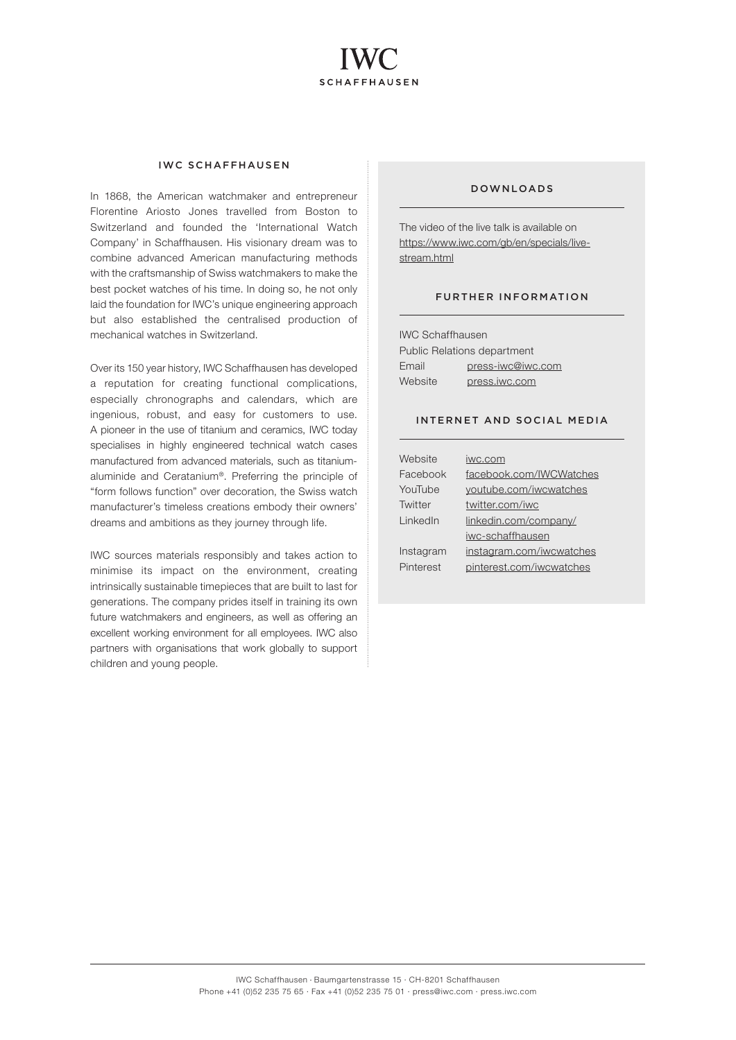## IWC SCHAFFHAUSEN

In 1868, the American watchmaker and entrepreneur Florentine Ariosto Jones travelled from Boston to Switzerland and founded the 'International Watch Company' in Schaffhausen. His visionary dream was to combine advanced American manufacturing methods with the craftsmanship of Swiss watchmakers to make the best pocket watches of his time. In doing so, he not only laid the foundation for IWC's unique engineering approach but also established the centralised production of mechanical watches in Switzerland.

Over its 150 year history, IWC Schaffhausen has developed a reputation for creating functional complications, especially chronographs and calendars, which are ingenious, robust, and easy for customers to use. A pioneer in the use of titanium and ceramics, IWC today specialises in highly engineered technical watch cases manufactured from advanced materials, such as titanium-aluminide and Ceratanium®. Preferring the principle of "form follows function" over decoration, the Swiss watch manufacturer's timeless creations embody their owners' dreams and ambitions as they journey through life.

IWC sources materials responsibly and takes action to minimise its impact on the environment, creating intrinsically sustainable timepieces that are built to last for generations. The company prides itself in training its own future watchmakers and engineers, as well as offering an excellent working environment for all employees. IWC also partners with organisations that work globally to support children and young people.

## DOWNLOADS

The video of the live talk is available on https://www.iwc.com/gb/en/specials/live-stream.html

## FURTHER INFORMATION

IWC Schaffhausen
Public Relations department

| | |
|---|---|
| Email | press-iwc@iwc.com |
| Website | press.iwc.com |

## INTERNET AND SOCIAL MEDIA

| | |
|---|---|
| Website | iwc.com |
| Facebook | facebook.com/IWCWatches |
| YouTube | youtube.com/iwcwatches |
| Twitter | twitter.com/iwc |
| LinkedIn | linkedin.com/company/iwc-schaffhausen |
| Instagram | instagram.com/iwcwatches |
| Pinterest | pinterest.com/iwcwatches |

IWC Schaffhausen · Baumgartenstrasse 15 · CH-8201 Schaffhausen
Phone +41 (0)52 235 75 65 · Fax +41 (0)52 235 75 01 · press@iwc.com · press.iwc.com